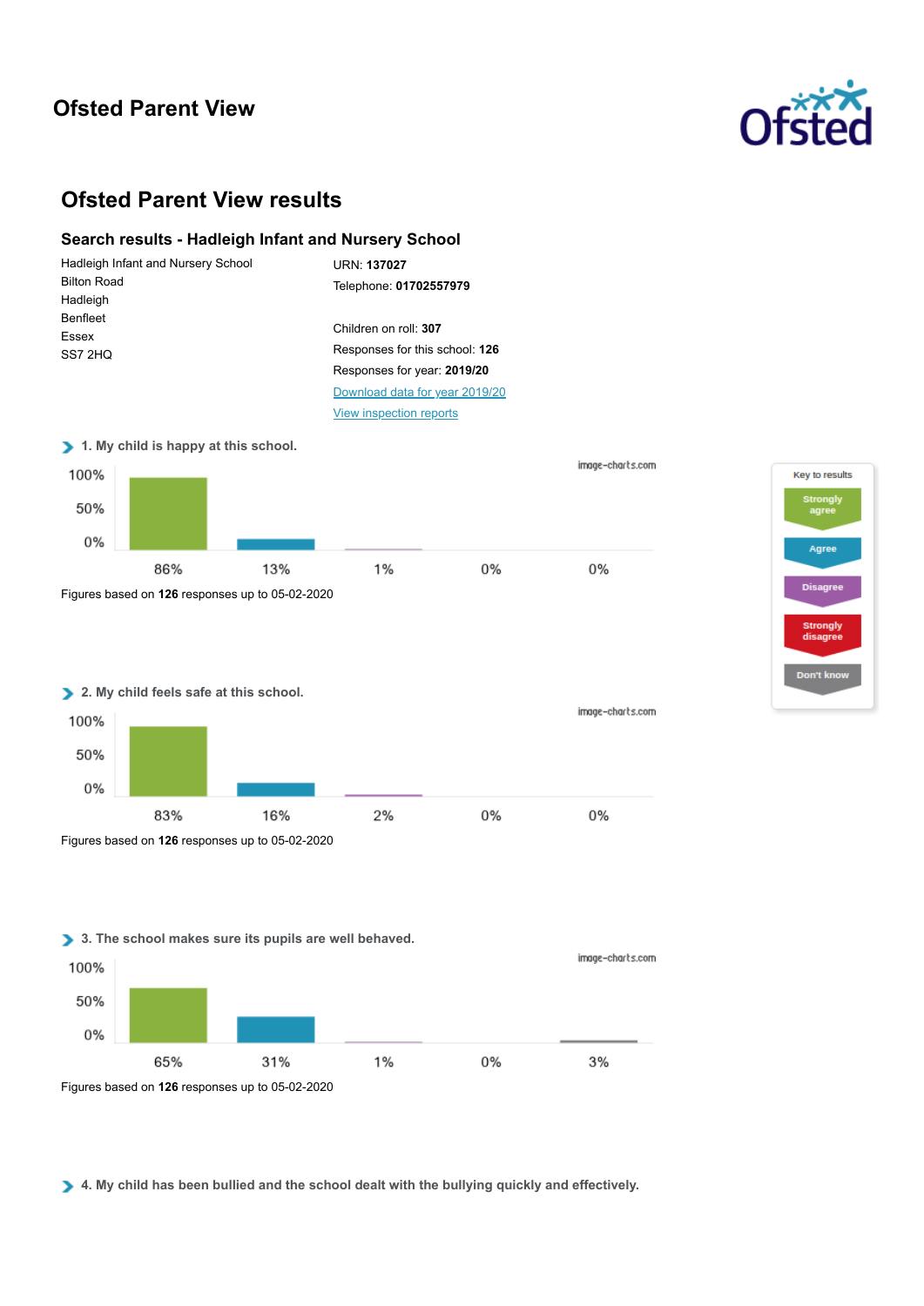# Ofsted Parent View

## Ofsted Parent View results

### Search results - Hadleigh Infant and Nursery School

Hadleigh Infant and Nursery School
Bilton Road
Hadleigh
Benfleet
Essex
SS7 2HQ

URN: **137027**
Telephone: **01702557979**

Children on roll: **307**
Responses for this school: **126**
Responses for year: **2019/20**
[Download data for year 2019/20]
[View inspection reports]

Key to results: Strongly agree | Agree | Disagree | Strongly disagree | Don't know

#### 1. My child is happy at this school.

| Strongly agree | Agree | Disagree | Strongly disagree | Don't know |
|---|---|---|---|---|
| 86% | 13% | 1% | 0% | 0% |

Figures based on **126** responses up to 05-02-2020

#### 2. My child feels safe at this school.

| Strongly agree | Agree | Disagree | Strongly disagree | Don't know |
|---|---|---|---|---|
| 83% | 16% | 2% | 0% | 0% |

Figures based on **126** responses up to 05-02-2020

#### 3. The school makes sure its pupils are well behaved.

| Strongly agree | Agree | Disagree | Strongly disagree | Don't know |
|---|---|---|---|---|
| 65% | 31% | 1% | 0% | 3% |

Figures based on **126** responses up to 05-02-2020

#### 4. My child has been bullied and the school dealt with the bullying quickly and effectively.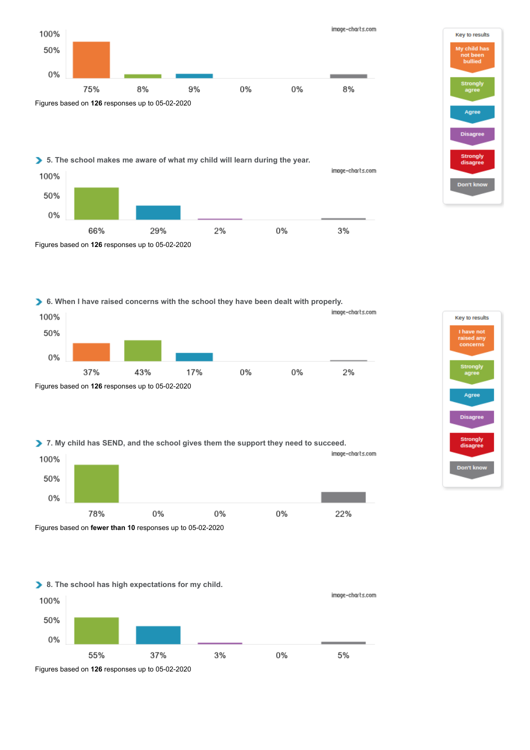| My child has not been bullied | Strongly agree | Agree | Disagree | Strongly disagree | Don't know |
|---|---|---|---|---|---|
| 75% | 8% | 9% | 0% | 0% | 8% |

Figures based on **126** responses up to 05-02-2020

Key to results: My child has not been bullied; Strongly agree; Agree; Disagree; Strongly disagree; Don't know

## 5. The school makes me aware of what my child will learn during the year.

| Strongly agree | Agree | Disagree | Strongly disagree | Don't know |
|---|---|---|---|---|
| 66% | 29% | 2% | 0% | 3% |

Figures based on **126** responses up to 05-02-2020

## 6. When I have raised concerns with the school they have been dealt with properly.

| I have not raised any concerns | Strongly agree | Agree | Disagree | Strongly disagree | Don't know |
|---|---|---|---|---|---|
| 37% | 43% | 17% | 0% | 0% | 2% |

Figures based on **126** responses up to 05-02-2020

Key to results: I have not raised any concerns; Strongly agree; Agree; Disagree; Strongly disagree; Don't know

## 7. My child has SEND, and the school gives them the support they need to succeed.

| Strongly agree | Agree | Disagree | Strongly disagree | Don't know |
|---|---|---|---|---|
| 78% | 0% | 0% | 0% | 22% |

Figures based on **fewer than 10** responses up to 05-02-2020

## 8. The school has high expectations for my child.

| Strongly agree | Agree | Disagree | Strongly disagree | Don't know |
|---|---|---|---|---|
| 55% | 37% | 3% | 0% | 5% |

Figures based on **126** responses up to 05-02-2020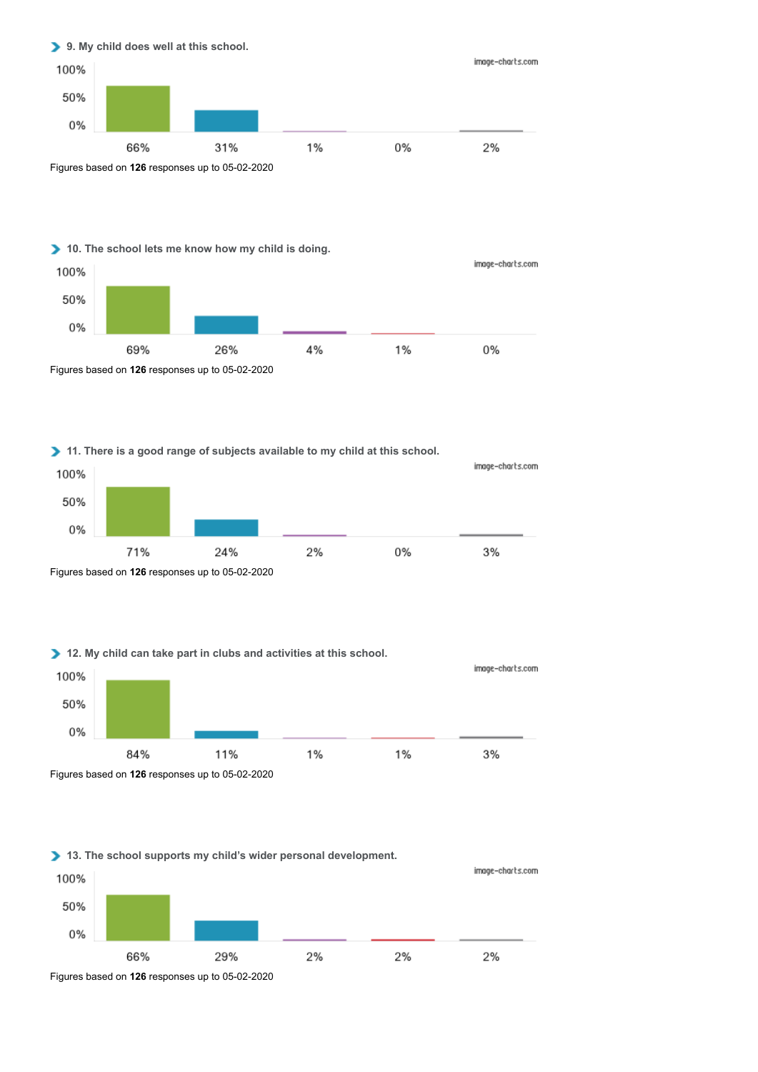## 9. My child does well at this school.

| 66% | 31% | 1% | 0% | 2% |
| --- | --- | --- | --- | --- |

Figures based on **126** responses up to 05-02-2020

## 10. The school lets me know how my child is doing.

| 69% | 26% | 4% | 1% | 0% |
| --- | --- | --- | --- | --- |

Figures based on **126** responses up to 05-02-2020

## 11. There is a good range of subjects available to my child at this school.

| 71% | 24% | 2% | 0% | 3% |
| --- | --- | --- | --- | --- |

Figures based on **126** responses up to 05-02-2020

## 12. My child can take part in clubs and activities at this school.

| 84% | 11% | 1% | 1% | 3% |
| --- | --- | --- | --- | --- |

Figures based on **126** responses up to 05-02-2020

## 13. The school supports my child's wider personal development.

| 66% | 29% | 2% | 2% | 2% |
| --- | --- | --- | --- | --- |

Figures based on **126** responses up to 05-02-2020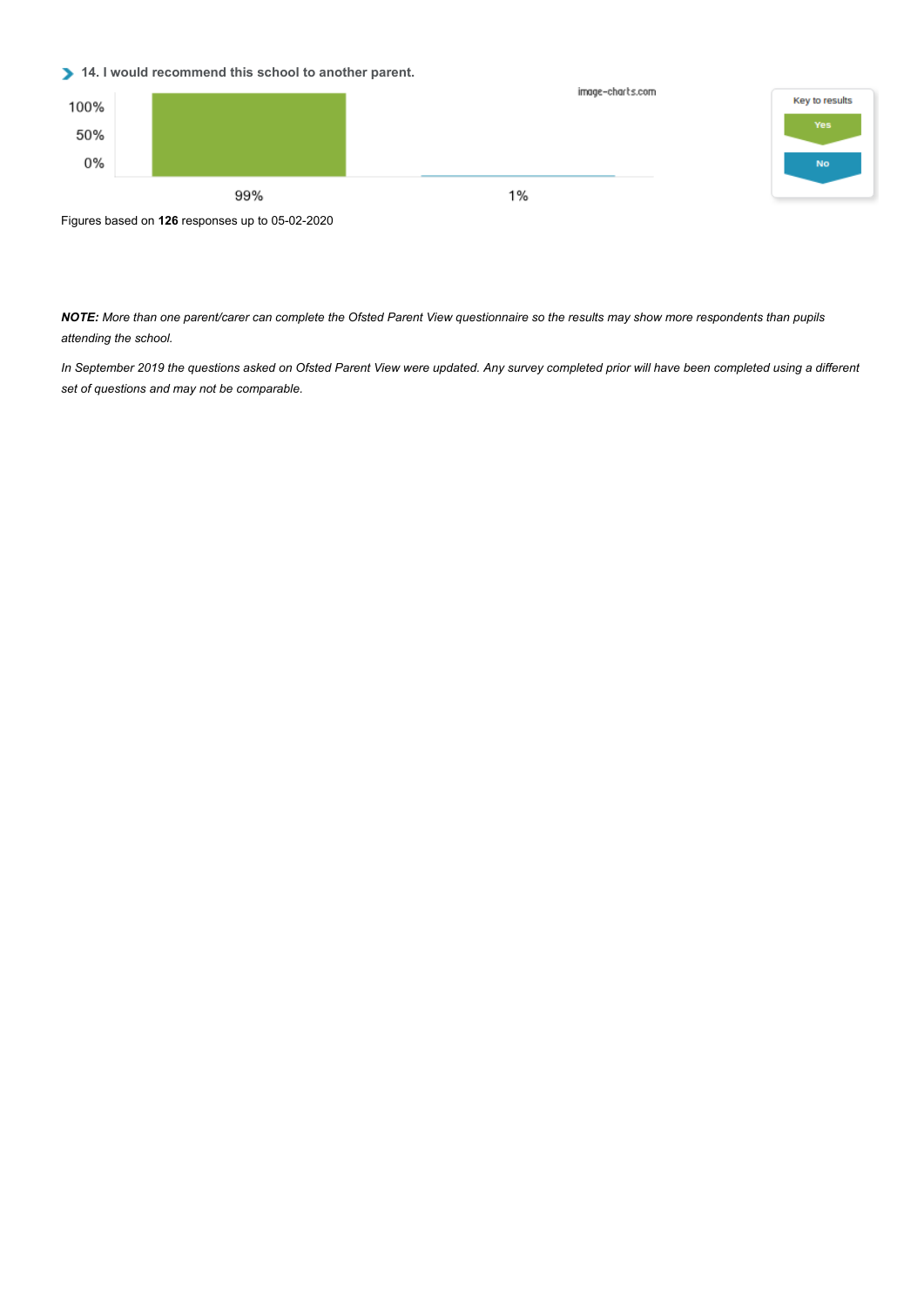### 14. I would recommend this school to another parent.

image-charts.com

100%

50%

0%

99%

1%

Key to results

Yes

No

Figures based on **126** responses up to 05-02-2020

***NOTE:*** *More than one parent/carer can complete the Ofsted Parent View questionnaire so the results may show more respondents than pupils attending the school.*

*In September 2019 the questions asked on Ofsted Parent View were updated. Any survey completed prior will have been completed using a different set of questions and may not be comparable.*